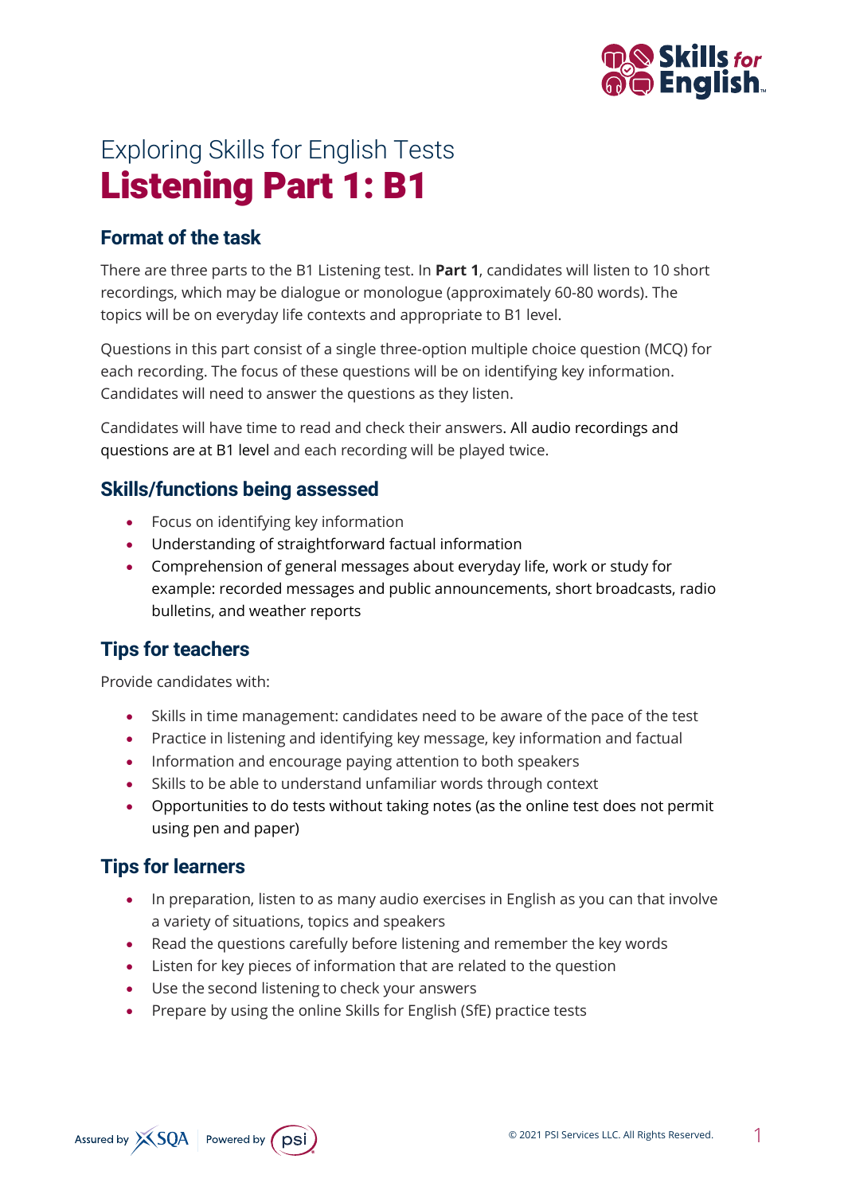Exploring Skills for English Tests

# Listening Part 1: B1

## Format of the task

There are three parts to the B1 Listening test. In **Part 1**, candidates will listen to 10 short recordings, which may be dialogue or monologue (approximately 60-80 words). The topics will be on everyday life contexts and appropriate to B1 level.

Questions in this part consist of a single three-option multiple choice question (MCQ) for each recording. The focus of these questions will be on identifying key information. Candidates will need to answer the questions as they listen.

Candidates will have time to read and check their answers. All audio recordings and questions are at B1 level and each recording will be played twice.

## Skills/functions being assessed

- Focus on identifying key information
- Understanding of straightforward factual information
- Comprehension of general messages about everyday life, work or study for example: recorded messages and public announcements, short broadcasts, radio bulletins, and weather reports

## Tips for teachers

Provide candidates with:

- Skills in time management: candidates need to be aware of the pace of the test
- Practice in listening and identifying key message, key information and factual
- Information and encourage paying attention to both speakers
- Skills to be able to understand unfamiliar words through context
- Opportunities to do tests without taking notes (as the online test does not permit using pen and paper)

## Tips for learners

- In preparation, listen to as many audio exercises in English as you can that involve a variety of situations, topics and speakers
- Read the questions carefully before listening and remember the key words
- Listen for key pieces of information that are related to the question
- Use the second listening to check your answers
- Prepare by using the online Skills for English (SfE) practice tests

Assured by SQA | Powered by psi

© 2021 PSI Services LLC. All Rights Reserved.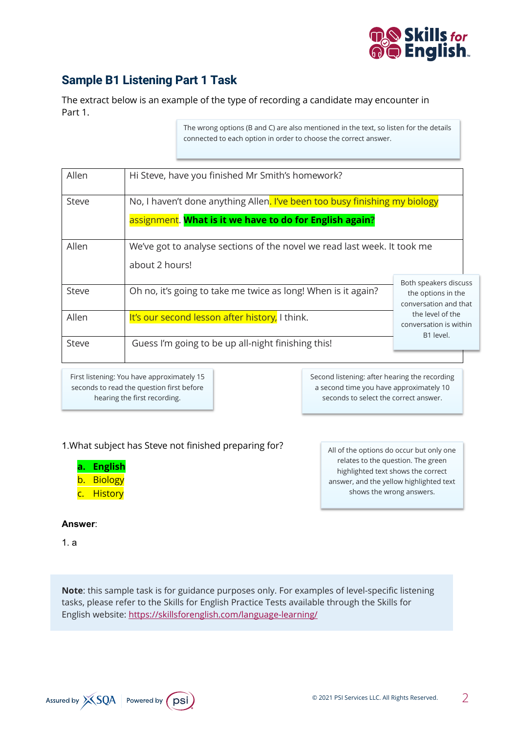## Sample B1 Listening Part 1 Task

The extract below is an example of the type of recording a candidate may encounter in Part 1.

The wrong options (B and C) are also mentioned in the text, so listen for the details connected to each option in order to choose the correct answer.

| | |
|---|---|
| Allen | Hi Steve, have you finished Mr Smith's homework? |
| Steve | No, I haven't done anything Allen. I've been too busy finishing my biology assignment. **What is it we have to do for English again?** |
| Allen | We've got to analyse sections of the novel we read last week. It took me about 2 hours! |
| Steve | Oh no, it's going to take me twice as long! When is it again? |
| Allen | It's our second lesson after history, I think. |
| Steve | Guess I'm going to be up all-night finishing this! |

Both speakers discuss the options in the conversation and that the level of the conversation is within B1 level.

First listening: You have approximately 15 seconds to read the question first before hearing the first recording.

Second listening: after hearing the recording a second time you have approximately 10 seconds to select the correct answer.

1.What subject has Steve not finished preparing for?

**a. English**
b. Biology
c. History

All of the options do occur but only one relates to the question. The green highlighted text shows the correct answer, and the yellow highlighted text shows the wrong answers.

**Answer**:

1. a

**Note**: this sample task is for guidance purposes only. For examples of level-specific listening tasks, please refer to the Skills for English Practice Tests available through the Skills for English website: https://skillsforenglish.com/language-learning/

Assured by SQA Powered by psi

© 2021 PSI Services LLC. All Rights Reserved.